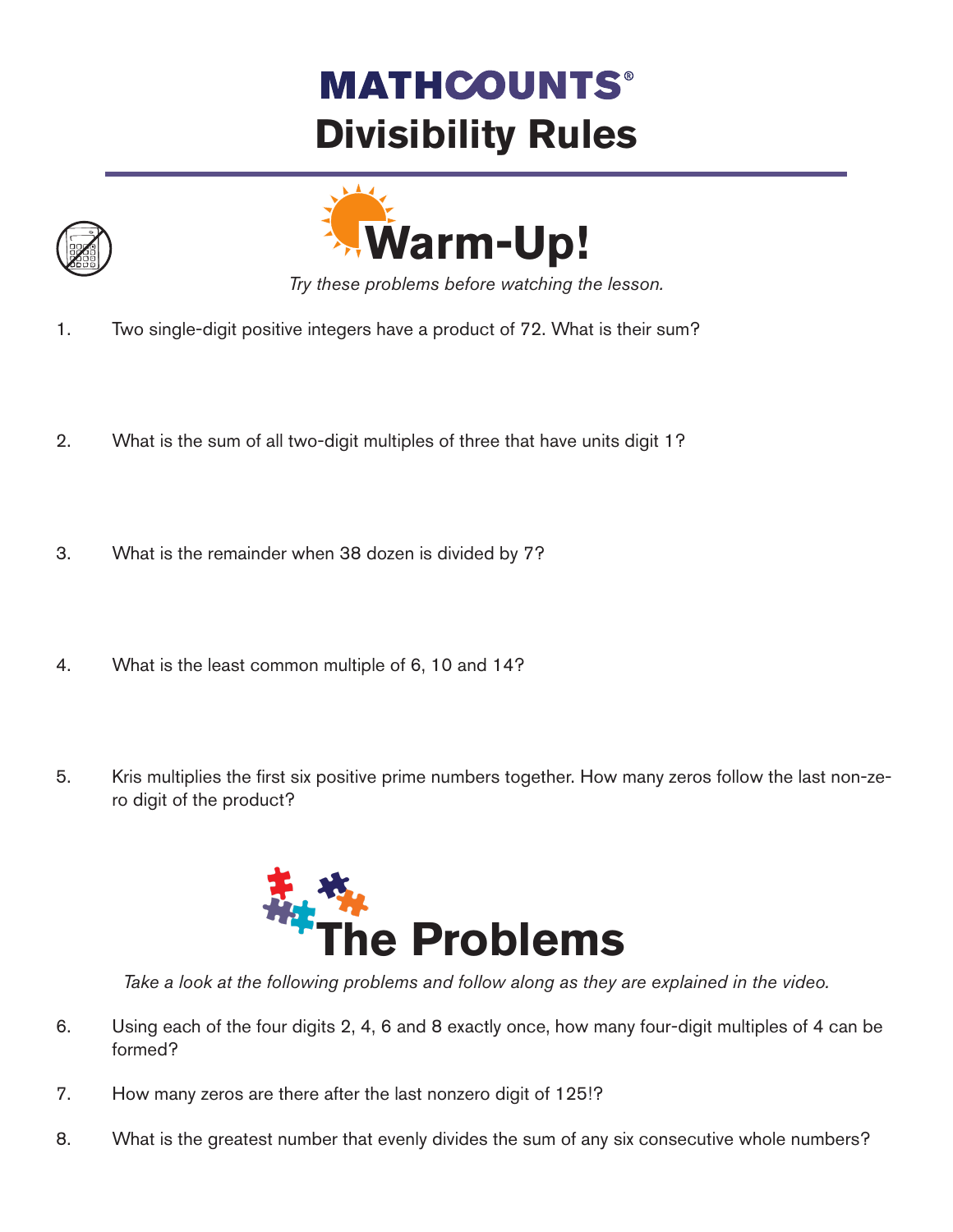# MATHCOUNTS®

# Divisibility Rules

## Warm-Up!

*Try these problems before watching the lesson.*

1. Two single-digit positive integers have a product of 72. What is their sum?

2. What is the sum of all two-digit multiples of three that have units digit 1?

3. What is the remainder when 38 dozen is divided by 7?

4. What is the least common multiple of 6, 10 and 14?

5. Kris multiplies the first six positive prime numbers together. How many zeros follow the last non-zero digit of the product?

## The Problems

*Take a look at the following problems and follow along as they are explained in the video.*

6. Using each of the four digits 2, 4, 6 and 8 exactly once, how many four-digit multiples of 4 can be formed?

7. How many zeros are there after the last nonzero digit of 125!?

8. What is the greatest number that evenly divides the sum of any six consecutive whole numbers?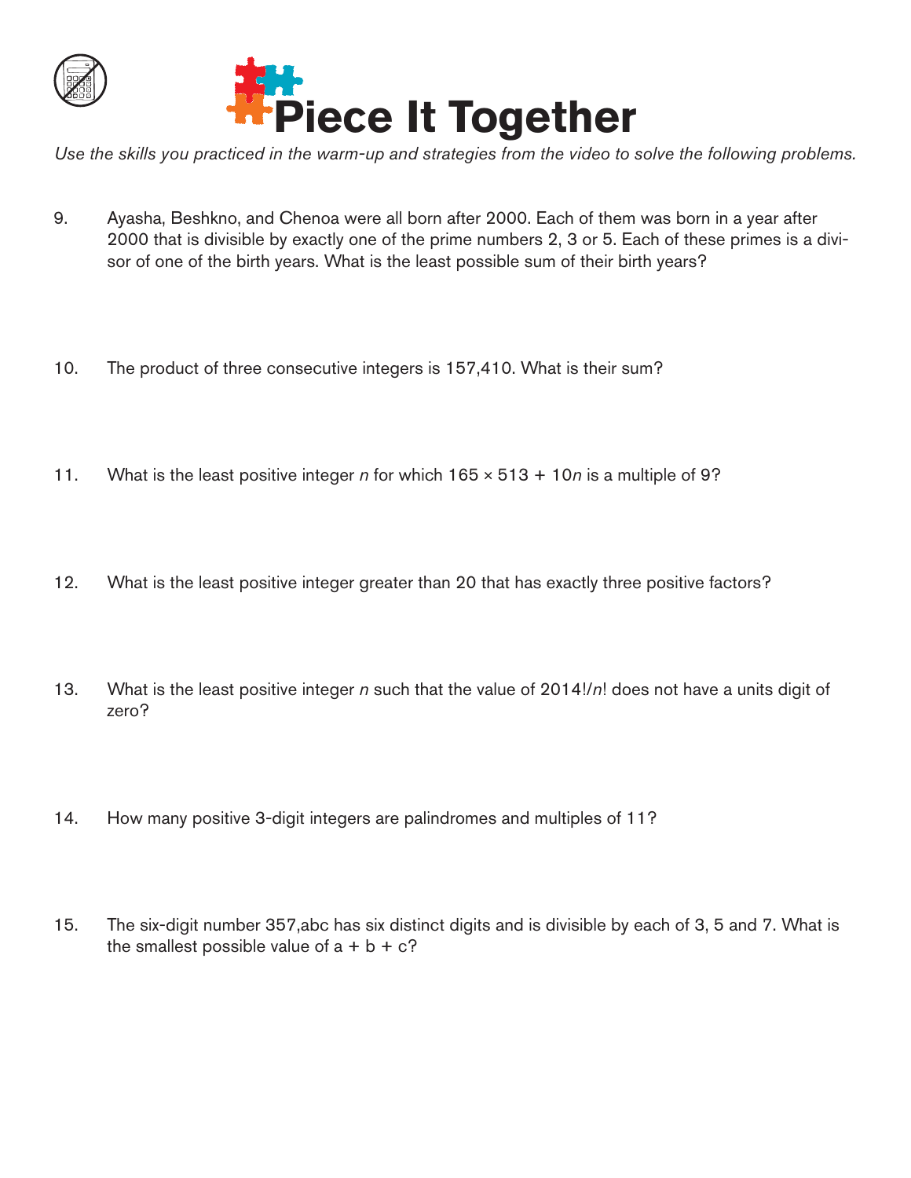# Piece It Together

*Use the skills you practiced in the warm-up and strategies from the video to solve the following problems.*

9. Ayasha, Beshkno, and Chenoa were all born after 2000. Each of them was born in a year after 2000 that is divisible by exactly one of the prime numbers 2, 3 or 5. Each of these primes is a divisor of one of the birth years. What is the least possible sum of their birth years?

10. The product of three consecutive integers is 157,410. What is their sum?

11. What is the least positive integer $n$ for which $165 \times 513 + 10n$ is a multiple of 9?

12. What is the least positive integer greater than 20 that has exactly three positive factors?

13. What is the least positive integer $n$ such that the value of $2014!/n!$ does not have a units digit of zero?

14. How many positive 3-digit integers are palindromes and multiples of 11?

15. The six-digit number 357,abc has six distinct digits and is divisible by each of 3, 5 and 7. What is the smallest possible value of a + b + c?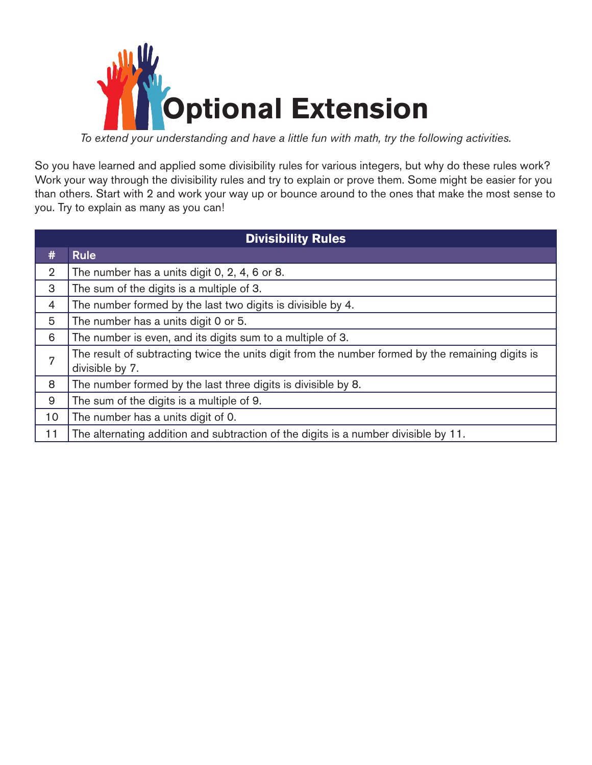# Optional Extension

*To extend your understanding and have a little fun with math, try the following activities.*

So you have learned and applied some divisibility rules for various integers, but why do these rules work? Work your way through the divisibility rules and try to explain or prove them. Some might be easier for you than others. Start with 2 and work your way up or bounce around to the ones that make the most sense to you. Try to explain as many as you can!

**Divisibility Rules**

| # | Rule |
|---|---|
| 2 | The number has a units digit 0, 2, 4, 6 or 8. |
| 3 | The sum of the digits is a multiple of 3. |
| 4 | The number formed by the last two digits is divisible by 4. |
| 5 | The number has a units digit 0 or 5. |
| 6 | The number is even, and its digits sum to a multiple of 3. |
| 7 | The result of subtracting twice the units digit from the number formed by the remaining digits is divisible by 7. |
| 8 | The number formed by the last three digits is divisible by 8. |
| 9 | The sum of the digits is a multiple of 9. |
| 10 | The number has a units digit of 0. |
| 11 | The alternating addition and subtraction of the digits is a number divisible by 11. |